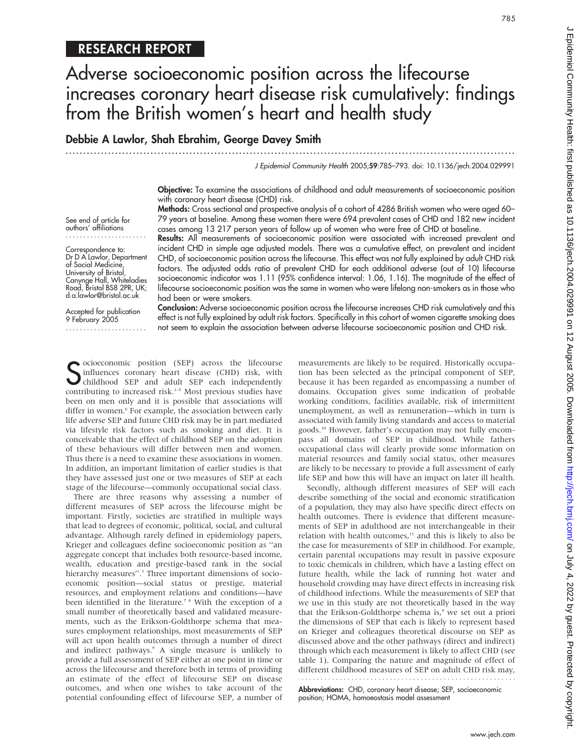RESEARCH REPORT

# Adverse socioeconomic position across the lifecourse increases coronary heart disease risk cumulatively: findings from the British women's heart and health study

**Debbie A Lawlor, Shah Ebrahim, George Davey Smith**

J Epidemiol Community Health 2005;59:785–793. doi: 10.1136/jech.2004.029991

See end of article for authors' affiliations

Correspondence to: Dr D A Lawlor, Department of Social Medicine, University of Bristol, Canynge Hall, Whiteladies Road, Bristol BS8 2PR, UK; d.a.lawlor@bristol.ac.uk

Accepted for publication 9 February 2005

**Objective:** To examine the associations of childhood and adult measurements of socioeconomic position with coronary heart disease (CHD) risk.

**Methods:** Cross sectional and prospective analysis of a cohort of 4286 British women who were aged 60–79 years at baseline. Among these women there were 694 prevalent cases of CHD and 182 new incident cases among 13 217 person years of follow up of women who were free of CHD at baseline.

**Results:** All measurements of socioeconomic position were associated with increased prevalent and incident CHD in simple age adjusted models. There was a cumulative effect, on prevalent and incident CHD, of socioeconomic position across the lifecourse. This effect was not fully explained by adult CHD risk factors. The adjusted odds ratio of prevalent CHD for each additional adverse (out of 10) lifecourse socioeconomic indicator was 1.11 (95% confidence interval: 1.06, 1.16). The magnitude of the effect of lifecourse socioeconomic position was the same in women who were lifelong non-smokers as in those who had been or were smokers.

**Conclusion:** Adverse socioeconomic position across the lifecourse increases CHD risk cumulatively and this effect is not fully explained by adult risk factors. Specifically in this cohort of women cigarette smoking does not seem to explain the association between adverse lifecourse socioeconomic position and CHD risk.

Socioeconomic position (SEP) across the lifecourse influences coronary heart disease (CHD) risk, with childhood SEP and adult SEP each independently contributing to increased risk.[1–5] Most previous studies have been on men only and it is possible that associations will differ in women.[6] For example, the association between early life adverse SEP and future CHD risk may be in part mediated via lifestyle risk factors such as smoking and diet. It is conceivable that the effect of childhood SEP on the adoption of these behaviours will differ between men and women. Thus there is a need to examine these associations in women. In addition, an important limitation of earlier studies is that they have assessed just one or two measures of SEP at each stage of the lifecourse—commonly occupational social class.

There are three reasons why assessing a number of different measures of SEP across the lifecourse might be important. Firstly, societies are stratified in multiple ways that lead to degrees of economic, political, social, and cultural advantage. Although rarely defined in epidemiology papers, Krieger and colleagues define socioeconomic position as "an aggregate concept that includes both resource-based income, wealth, education and prestige-based rank in the social hierarchy measures".[7] Three important dimensions of socioeconomic position—social status or prestige, material resources, and employment relations and conditions—have been identified in the literature.[7,8] With the exception of a small number of theoretically based and validated measurements, such as the Erikson-Goldthorpe schema that measures employment relationships, most measurements of SEP will act upon health outcomes through a number of direct and indirect pathways.[9] A single measure is unlikely to provide a full assessment of SEP either at one point in time or across the lifecourse and therefore both in terms of providing an estimate of the effect of lifecourse SEP on disease outcomes, and when one wishes to take account of the potential confounding effect of lifecourse SEP, a number of measurements are likely to be required. Historically occupation has been selected as the principal component of SEP, because it has been regarded as encompassing a number of domains. Occupation gives some indication of probable working conditions, facilities available, risk of intermittent unemployment, as well as remuneration—which in turn is associated with family living standards and access to material goods.[10] However, father's occupation may not fully encompass all domains of SEP in childhood. While fathers occupational class will clearly provide some information on material resources and family social status, other measures are likely to be necessary to provide a full assessment of early life SEP and how this will have an impact on later ill health.

Secondly, although different measures of SEP will each describe something of the social and economic stratification of a population, they may also have specific direct effects on health outcomes. There is evidence that different measurements of SEP in adulthood are not interchangeable in their relation with health outcomes,[11] and this is likely to also be the case for measurements of SEP in childhood. For example, certain parental occupations may result in passive exposure to toxic chemicals in children, which have a lasting effect on future health, while the lack of running hot water and household crowding may have direct effects in increasing risk of childhood infections. While the measurements of SEP that we use in this study are not theoretically based in the way that the Erikson-Goldthorpe schema is,[9] we set out a priori the dimensions of SEP that each is likely to represent based on Krieger and colleagues theoretical discourse on SEP as discussed above and the other pathways (direct and indirect) through which each measurement is likely to affect CHD (see table 1). Comparing the nature and magnitude of effect of different childhood measures of SEP on adult CHD risk may,

**Abbreviations:** CHD, coronary heart disease; SEP, socioeconomic position; HOMA, homoeostasis model assessment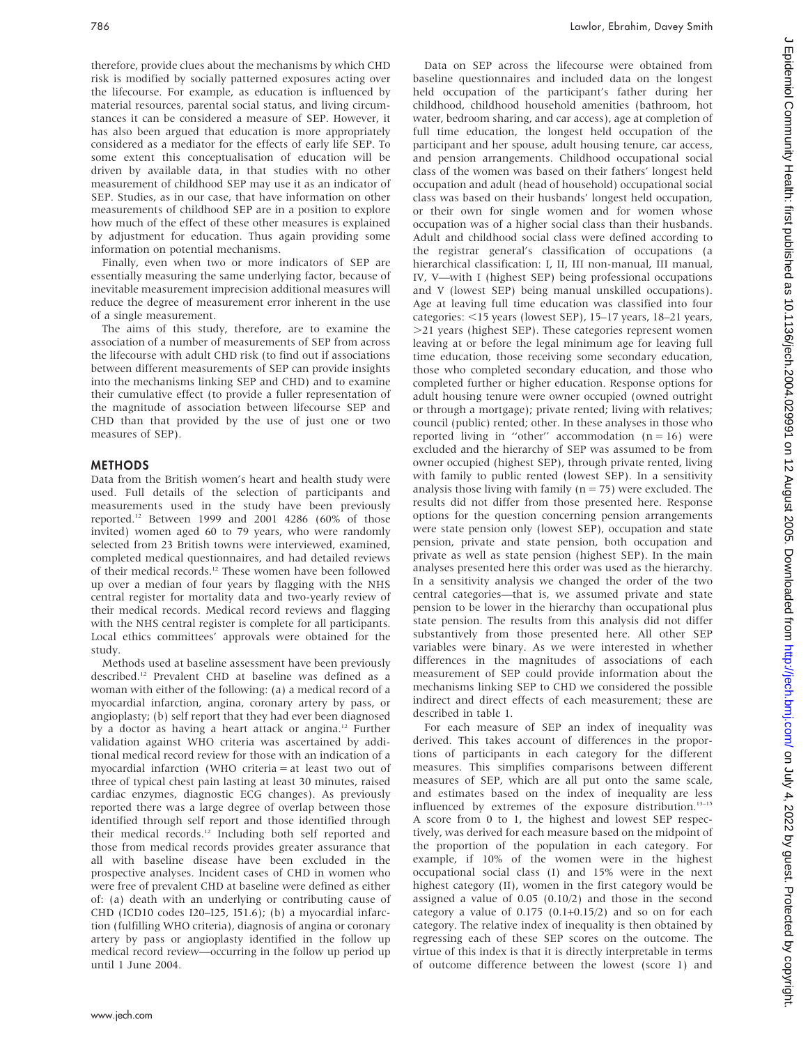therefore, provide clues about the mechanisms by which CHD risk is modified by socially patterned exposures acting over the lifecourse. For example, as education is influenced by material resources, parental social status, and living circumstances it can be considered a measure of SEP. However, it has also been argued that education is more appropriately considered as a mediator for the effects of early life SEP. To some extent this conceptualisation of education will be driven by available data, in that studies with no other measurement of childhood SEP may use it as an indicator of SEP. Studies, as in our case, that have information on other measurements of childhood SEP are in a position to explore how much of the effect of these other measures is explained by adjustment for education. Thus again providing some information on potential mechanisms.

Finally, even when two or more indicators of SEP are essentially measuring the same underlying factor, because of inevitable measurement imprecision additional measures will reduce the degree of measurement error inherent in the use of a single measurement.

The aims of this study, therefore, are to examine the association of a number of measurements of SEP from across the lifecourse with adult CHD risk (to find out if associations between different measurements of SEP can provide insights into the mechanisms linking SEP and CHD) and to examine their cumulative effect (to provide a fuller representation of the magnitude of association between lifecourse SEP and CHD than that provided by the use of just one or two measures of SEP).

## METHODS

Data from the British women's heart and health study were used. Full details of the selection of participants and measurements used in the study have been previously reported.[12] Between 1999 and 2001 4286 (60% of those invited) women aged 60 to 79 years, who were randomly selected from 23 British towns were interviewed, examined, completed medical questionnaires, and had detailed reviews of their medical records.[12] These women have been followed up over a median of four years by flagging with the NHS central register for mortality data and two-yearly review of their medical records. Medical record reviews and flagging with the NHS central register is complete for all participants. Local ethics committees' approvals were obtained for the study.

Methods used at baseline assessment have been previously described.[12] Prevalent CHD at baseline was defined as a woman with either of the following: (a) a medical record of a myocardial infarction, angina, coronary artery by pass, or angioplasty; (b) self report that they had ever been diagnosed by a doctor as having a heart attack or angina.[12] Further validation against WHO criteria was ascertained by additional medical record review for those with an indication of a myocardial infarction (WHO criteria = at least two out of three of typical chest pain lasting at least 30 minutes, raised cardiac enzymes, diagnostic ECG changes). As previously reported there was a large degree of overlap between those identified through self report and those identified through their medical records.[12] Including both self reported and those from medical records provides greater assurance that all with baseline disease have been excluded in the prospective analyses. Incident cases of CHD in women who were free of prevalent CHD at baseline were defined as either of: (a) death with an underlying or contributing cause of CHD (ICD10 codes I20–I25, I51.6); (b) a myocardial infarction (fulfilling WHO criteria), diagnosis of angina or coronary artery by pass or angioplasty identified in the follow up medical record review—occurring in the follow up period up until 1 June 2004.

Data on SEP across the lifecourse were obtained from baseline questionnaires and included data on the longest held occupation of the participant's father during her childhood, childhood household amenities (bathroom, hot water, bedroom sharing, and car access), age at completion of full time education, the longest held occupation of the participant and her spouse, adult housing tenure, car access, and pension arrangements. Childhood occupational social class of the women was based on their fathers' longest held occupation and adult (head of household) occupational social class was based on their husbands' longest held occupation, or their own for single women and for women whose occupation was of a higher social class than their husbands. Adult and childhood social class were defined according to the registrar general's classification of occupations (a hierarchical classification: I, II, III non-manual, III manual, IV, V—with I (highest SEP) being professional occupations and V (lowest SEP) being manual unskilled occupations). Age at leaving full time education was classified into four categories: <15 years (lowest SEP), 15–17 years, 18–21 years, >21 years (highest SEP). These categories represent women leaving at or before the legal minimum age for leaving full time education, those receiving some secondary education, those who completed secondary education, and those who completed further or higher education. Response options for adult housing tenure were owner occupied (owned outright or through a mortgage); private rented; living with relatives; council (public) rented; other. In these analyses in those who reported living in "other" accommodation (n = 16) were excluded and the hierarchy of SEP was assumed to be from owner occupied (highest SEP), through private rented, living with family to public rented (lowest SEP). In a sensitivity analysis those living with family (n = 75) were excluded. The results did not differ from those presented here. Response options for the question concerning pension arrangements were state pension only (lowest SEP), occupation and state pension, private and state pension, both occupation and private as well as state pension (highest SEP). In the main analyses presented here this order was used as the hierarchy. In a sensitivity analysis we changed the order of the two central categories—that is, we assumed private and state pension to be lower in the hierarchy than occupational plus state pension. The results from this analysis did not differ substantively from those presented here. All other SEP variables were binary. As we were interested in whether differences in the magnitudes of associations of each measurement of SEP could provide information about the mechanisms linking SEP to CHD we considered the possible indirect and direct effects of each measurement; these are described in table 1.

For each measure of SEP an index of inequality was derived. This takes account of differences in the proportions of participants in each category for the different measures. This simplifies comparisons between different measures of SEP, which are all put onto the same scale, and estimates based on the index of inequality are less influenced by extremes of the exposure distribution.[13–15] A score from 0 to 1, the highest and lowest SEP respectively, was derived for each measure based on the midpoint of the proportion of the population in each category. For example, if 10% of the women were in the highest occupational social class (I) and 15% were in the next highest category (II), women in the first category would be assigned a value of 0.05 (0.10/2) and those in the second category a value of 0.175 (0.1+0.15/2) and so on for each category. The relative index of inequality is then obtained by regressing each of these SEP scores on the outcome. The virtue of this index is that it is directly interpretable in terms of outcome difference between the lowest (score 1) and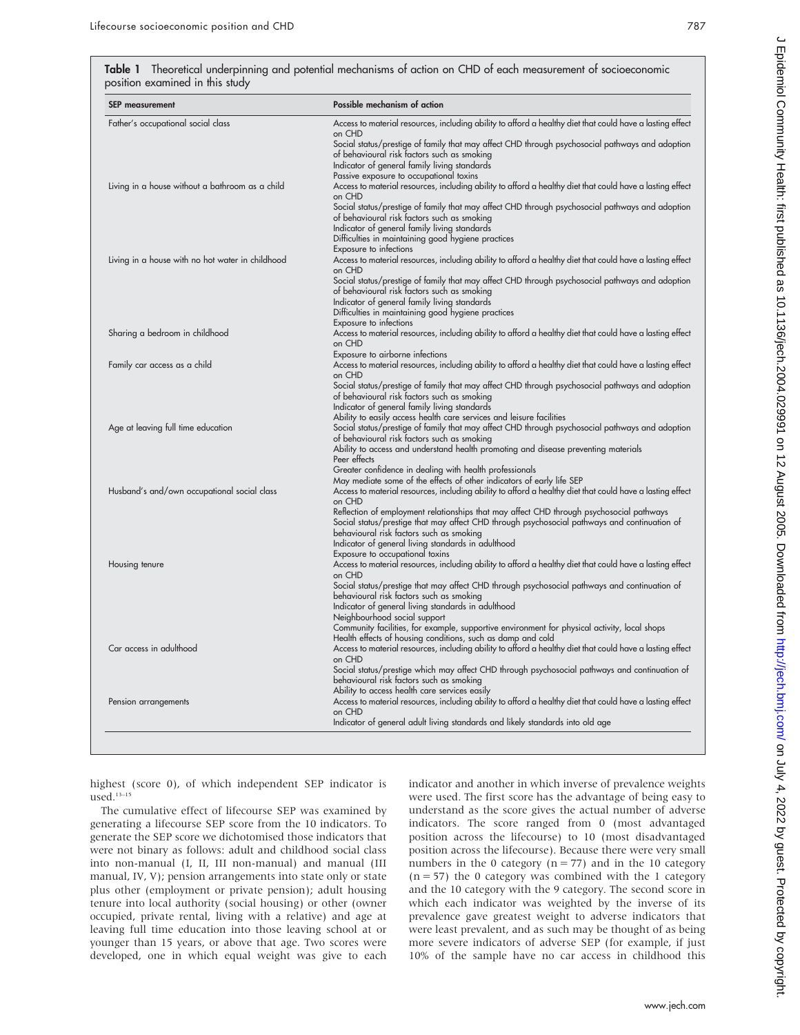**Table 1** Theoretical underpinning and potential mechanisms of action on CHD of each measurement of socioeconomic position examined in this study

| SEP measurement | Possible mechanism of action |
|---|---|
| Father's occupational social class | Access to material resources, including ability to afford a healthy diet that could have a lasting effect on CHD<br>Social status/prestige of family that may affect CHD through psychosocial pathways and adoption of behavioural risk factors such as smoking<br>Indicator of general family living standards<br>Passive exposure to occupational toxins |
| Living in a house without a bathroom as a child | Access to material resources, including ability to afford a healthy diet that could have a lasting effect on CHD<br>Social status/prestige of family that may affect CHD through psychosocial pathways and adoption of behavioural risk factors such as smoking<br>Indicator of general family living standards<br>Difficulties in maintaining good hygiene practices<br>Exposure to infections |
| Living in a house with no hot water in childhood | Access to material resources, including ability to afford a healthy diet that could have a lasting effect on CHD<br>Social status/prestige of family that may affect CHD through psychosocial pathways and adoption of behavioural risk factors such as smoking<br>Indicator of general family living standards<br>Difficulties in maintaining good hygiene practices<br>Exposure to infections |
| Sharing a bedroom in childhood | Access to material resources, including ability to afford a healthy diet that could have a lasting effect on CHD<br>Exposure to airborne infections |
| Family car access as a child | Access to material resources, including ability to afford a healthy diet that could have a lasting effect on CHD<br>Social status/prestige of family that may affect CHD through psychosocial pathways and adoption of behavioural risk factors such as smoking<br>Indicator of general family living standards<br>Ability to easily access health care services and leisure facilities |
| Age at leaving full time education | Social status/prestige of family that may affect CHD through psychosocial pathways and adoption of behavioural risk factors such as smoking<br>Ability to access and understand health promoting and disease preventing materials<br>Peer effects<br>Greater confidence in dealing with health professionals<br>May mediate some of the effects of other indicators of early life SEP |
| Husband's and/own occupational social class | Access to material resources, including ability to afford a healthy diet that could have a lasting effect on CHD<br>Reflection of employment relationships that may affect CHD through psychosocial pathways<br>Social status/prestige that may affect CHD through psychosocial pathways and continuation of behavioural risk factors such as smoking<br>Indicator of general living standards in adulthood<br>Exposure to occupational toxins |
| Housing tenure | Access to material resources, including ability to afford a healthy diet that could have a lasting effect on CHD<br>Social status/prestige that may affect CHD through psychosocial pathways and continuation of behavioural risk factors such as smoking<br>Indicator of general living standards in adulthood<br>Neighbourhood social support<br>Community facilities, for example, supportive environment for physical activity, local shops<br>Health effects of housing conditions, such as damp and cold |
| Car access in adulthood | Access to material resources, including ability to afford a healthy diet that could have a lasting effect on CHD<br>Social status/prestige which may affect CHD through psychosocial pathways and continuation of behavioural risk factors such as smoking<br>Ability to access health care services easily |
| Pension arrangements | Access to material resources, including ability to afford a healthy diet that could have a lasting effect on CHD<br>Indicator of general adult living standards and likely standards into old age |

highest (score 0), of which independent SEP indicator is used.[13–15]

The cumulative effect of lifecourse SEP was examined by generating a lifecourse SEP score from the 10 indicators. To generate the SEP score we dichotomised those indicators that were not binary as follows: adult and childhood social class into non-manual (I, II, III non-manual) and manual (III manual, IV, V); pension arrangements into state only or state plus other (employment or private pension); adult housing tenure into local authority (social housing) or other (owner occupied, private rental, living with a relative) and age at leaving full time education into those leaving school at or younger than 15 years, or above that age. Two scores were developed, one in which equal weight was give to each indicator and another in which inverse of prevalence weights were used. The first score has the advantage of being easy to understand as the score gives the actual number of adverse indicators. The score ranged from 0 (most advantaged position across the lifecourse) to 10 (most disadvantaged position across the lifecourse). Because there were very small numbers in the 0 category (n = 77) and in the 10 category (n = 57) the 0 category was combined with the 1 category and the 10 category with the 9 category. The second score in which each indicator was weighted by the inverse of its prevalence gave greatest weight to adverse indicators that were least prevalent, and as such may be thought of as being more severe indicators of adverse SEP (for example, if just 10% of the sample have no car access in childhood this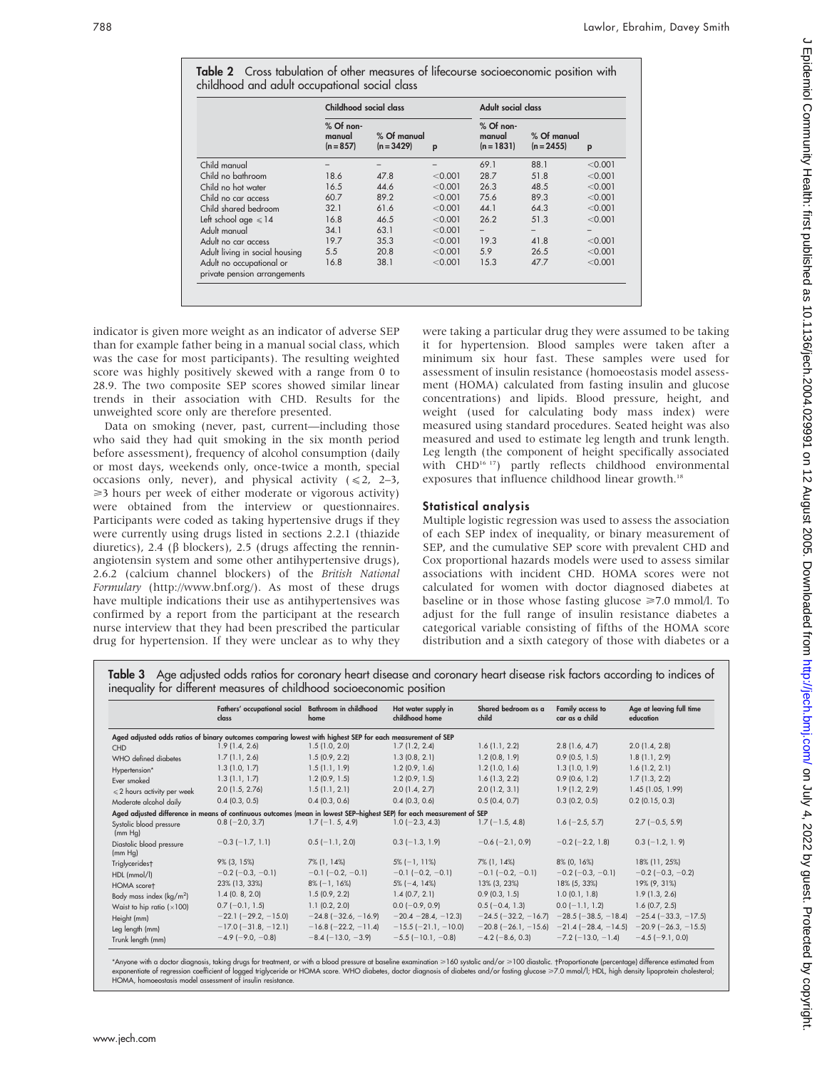**Table 2** Cross tabulation of other measures of lifecourse socioeconomic position with childhood and adult occupational social class

| | Childhood social class | | | Adult social class | | |
|---|---|---|---|---|---|---|
| | % Of non-manual (n = 857) | % Of manual (n = 3429) | p | % Of non-manual (n = 1831) | % Of manual (n = 2455) | p |
| Child manual | – | – | – | 69.1 | 88.1 | <0.001 |
| Child no bathroom | 18.6 | 47.8 | <0.001 | 28.7 | 51.8 | <0.001 |
| Child no hot water | 16.5 | 44.6 | <0.001 | 26.3 | 48.5 | <0.001 |
| Child no car access | 60.7 | 89.2 | <0.001 | 75.6 | 89.3 | <0.001 |
| Child shared bedroom | 32.1 | 61.6 | <0.001 | 44.1 | 64.3 | <0.001 |
| Left school age ⩽14 | 16.8 | 46.5 | <0.001 | 26.2 | 51.3 | <0.001 |
| Adult manual | 34.1 | 63.1 | <0.001 | – | – | – |
| Adult no car access | 19.7 | 35.3 | <0.001 | 19.3 | 41.8 | <0.001 |
| Adult living in social housing | 5.5 | 20.8 | <0.001 | 5.9 | 26.5 | <0.001 |
| Adult no occupational or private pension arrangements | 16.8 | 38.1 | <0.001 | 15.3 | 47.7 | <0.001 |

indicator is given more weight as an indicator of adverse SEP than for example father being in a manual social class, which was the case for most participants). The resulting weighted score was highly positively skewed with a range from 0 to 28.9. The two composite SEP scores showed similar linear trends in their association with CHD. Results for the unweighted score only are therefore presented.

Data on smoking (never, past, current—including those who said they had quit smoking in the six month period before assessment), frequency of alcohol consumption (daily or most days, weekends only, once-twice a month, special occasions only, never), and physical activity (⩽2, 2–3, ⩾3 hours per week of either moderate or vigorous activity) were obtained from the interview or questionnaires. Participants were coded as taking hypertensive drugs if they were currently using drugs listed in sections 2.2.1 (thiazide diuretics), 2.4 (β blockers), 2.5 (drugs affecting the renninangiotensin system and some other antihypertensive drugs), 2.6.2 (calcium channel blockers) of the *British National Formulary* (http://www.bnf.org/). As most of these drugs have multiple indications their use as antihypertensives was confirmed by a report from the participant at the research nurse interview that they had been prescribed the particular drug for hypertension. If they were unclear as to why they were taking a particular drug they were assumed to be taking it for hypertension. Blood samples were taken after a minimum six hour fast. These samples were used for assessment of insulin resistance (homoeostasis model assessment (HOMA) calculated from fasting insulin and glucose concentrations) and lipids. Blood pressure, height, and weight (used for calculating body mass index) were measured using standard procedures. Seated height was also measured and used to estimate leg length and trunk length. Leg length (the component of height specifically associated with CHD[16 17]) partly reflects childhood environmental exposures that influence childhood linear growth.[18]

### Statistical analysis

Multiple logistic regression was used to assess the association of each SEP index of inequality, or binary measurement of SEP, and the cumulative SEP score with prevalent CHD and Cox proportional hazards models were used to assess similar associations with incident CHD. HOMA scores were not calculated for women with doctor diagnosed diabetes at baseline or in those whose fasting glucose ⩾7.0 mmol/l. To adjust for the full range of insulin resistance diabetes a categorical variable consisting of fifths of the HOMA score distribution and a sixth category of those with diabetes or a

**Table 3** Age adjusted odds ratios for coronary heart disease and coronary heart disease risk factors according to indices of inequality for different measures of childhood socioeconomic position

| | Fathers' occupational social class | Bathroom in childhood home | Hot water supply in childhood home | Shared bedroom as a child | Family access to car as a child | Age at leaving full time education |
|---|---|---|---|---|---|---|
| **Aged adjusted odds ratios of binary outcomes comparing lowest with highest SEP for each measurement of SEP** | | | | | | |
| CHD | 1.9 (1.4, 2.6) | 1.5 (1.0, 2.0) | 1.7 (1.2, 2.4) | 1.6 (1.1, 2.2) | 2.8 (1.6, 4.7) | 2.0 (1.4, 2.8) |
| WHO defined diabetes | 1.7 (1.1, 2.6) | 1.5 (0.9, 2.2) | 1.3 (0.8, 2.1) | 1.2 (0.8, 1.9) | 0.9 (0.5, 1.5) | 1.8 (1.1, 2.9) |
| Hypertension* | 1.3 (1.0, 1.7) | 1.5 (1.1, 1.9) | 1.2 (0.9, 1.6) | 1.2 (1.0, 1.6) | 1.3 (1.0, 1.9) | 1.6 (1.2, 2.1) |
| Ever smoked | 1.3 (1.1, 1.7) | 1.2 (0.9, 1.5) | 1.2 (0.9, 1.5) | 1.6 (1.3, 2.2) | 0.9 (0.6, 1.2) | 1.7 (1.3, 2.2) |
| ⩽2 hours activity per week | 2.0 (1.5, 2.76) | 1.5 (1.1, 2.1) | 2.0 (1.4, 2.7) | 2.0 (1.2, 3.1) | 1.9 (1.2, 2.9) | 1.45 (1.05, 1.99) |
| Moderate alcohol daily | 0.4 (0.3, 0.5) | 0.4 (0.3, 0.6) | 0.4 (0.3, 0.6) | 0.5 (0.4, 0.7) | 0.3 (0.2, 0.5) | 0.2 (0.15, 0.3) |
| **Aged adjusted difference in means of continuous outcomes (mean in lowest SEP–highest SEP) for each measurement of SEP** | | | | | | |
| Systolic blood pressure (mm Hg) | 0.8 (−2.0, 3.7) | 1.7 (−1. 5, 4.9) | 1.0 (−2.3, 4.3) | 1.7 (−1.5, 4.8) | 1.6 (−2.5, 5.7) | 2.7 (−0.5, 5.9) |
| Diastolic blood pressure (mm Hg) | −0.3 (−1.7, 1.1) | 0.5 (−1.1, 2.0) | 0.3 (−1.3, 1.9) | −0.6 (−2.1, 0.9) | −0.2 (−2.2, 1.8) | 0.3 (−1.2, 1. 9) |
| Triglycerides† | 9% (3, 15%) | 7% (1, 14%) | 5% (−1, 11%) | 7% (1, 14%) | 8% (0, 16%) | 18% (11, 25%) |
| HDL (mmol/l) | −0.2 (−0.3, −0.1) | −0.1 (−0.2, −0.1) | −0.1 (−0.2, −0.1) | −0.1 (−0.2, −0.1) | −0.2 (−0.3, −0.1) | −0.2 (−0.3, −0.2) |
| HOMA score† | 23% (13, 33%) | 8% (−1, 16%) | 5% (−4, 14%) | 13% (3, 23%) | 18% (5, 33%) | 19% (9, 31%) |
| Body mass index (kg/m²) | 1.4 (0. 8, 2.0) | 1.5 (0.9, 2.2) | 1.4 (0.7, 2.1) | 0.9 (0.3, 1.5) | 1.0 (0.1, 1.8) | 1.9 (1.3, 2.6) |
| Waist to hip ratio (×100) | 0.7 (−0.1, 1.5) | 1.1 (0.2, 2.0) | 0.0 (−0.9, 0.9) | 0.5 (−0.4, 1.3) | 0.0 (−1.1, 1.2) | 1.6 (0.7, 2.5) |
| Height (mm) | −22.1 (−29.2, −15.0) | −24.8 (−32.6, −16.9) | −20.4 −28.4, −12.3) | −24.5 (−32.2, −16.7) | −28.5 (−38.5, −18.4) | −25.4 (−33.3, −17.5) |
| Leg length (mm) | −17.0 (−31.8, −12.1) | −16.8 (−22.2, −11.4) | −15.5 (−21.1, −10.0) | −20.8 (−26.1, −15.6) | −21.4 (−28.4, −14.5) | −20.9 (−26.3, −15.5) |
| Trunk length (mm) | −4.9 (−9.0, −0.8) | −8.4 (−13.0, −3.9) | −5.5 (−10.1, −0.8) | −4.2 (−8.6, 0.3) | −7.2 (−13.0, −1.4) | −4.5 (−9.1, 0.0) |

*Anyone with a doctor diagnosis, taking drugs for treatment, or with a blood pressure at baseline examination ⩾160 systolic and/or ⩾100 diastolic. †Proportionate (percentage) difference estimated from exponentiate of regression coefficient of logged triglyceride or HOMA score. WHO diabetes, doctor diagnosis of diabetes and/or fasting glucose ⩾7.0 mmol/l; HDL, high density lipoprotein cholesterol; HOMA, homoeostasis model assessment of insulin resistance.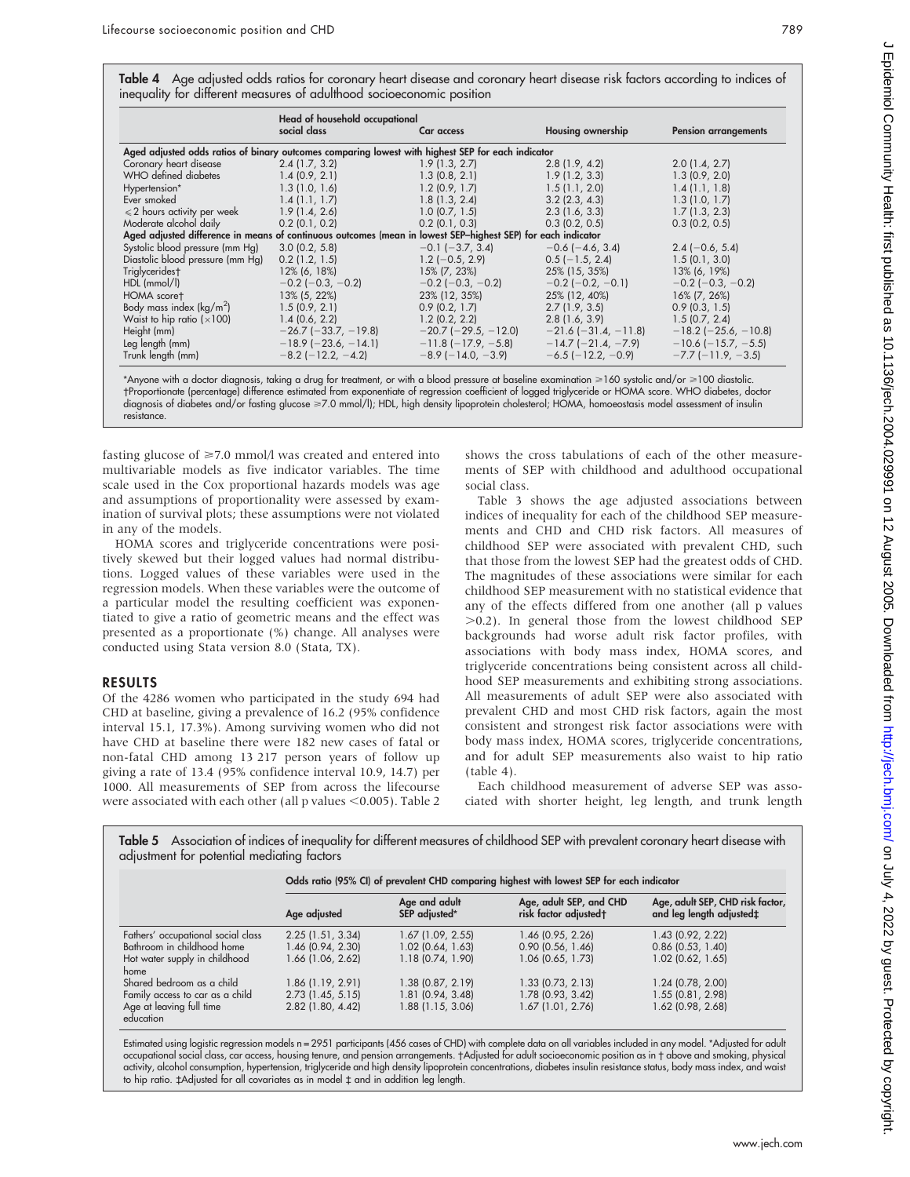**Table 4** Age adjusted odds ratios for coronary heart disease and coronary heart disease risk factors according to indices of inequality for different measures of adulthood socioeconomic position

| | Head of household occupational social class | Car access | Housing ownership | Pension arrangements |
|---|---|---|---|---|
| *Aged adjusted odds ratios of binary outcomes comparing lowest with highest SEP for each indicator* | | | | |
| Coronary heart disease | 2.4 (1.7, 3.2) | 1.9 (1.3, 2.7) | 2.8 (1.9, 4.2) | 2.0 (1.4, 2.7) |
| WHO defined diabetes | 1.4 (0.9, 2.1) | 1.3 (0.8, 2.1) | 1.9 (1.2, 3.3) | 1.3 (0.9, 2.0) |
| Hypertension* | 1.3 (1.0, 1.6) | 1.2 (0.9, 1.7) | 1.5 (1.1, 2.0) | 1.4 (1.1, 1.8) |
| Ever smoked | 1.4 (1.1, 1.7) | 1.8 (1.3, 2.4) | 3.2 (2.3, 4.3) | 1.3 (1.0, 1.7) |
| ≤2 hours activity per week | 1.9 (1.4, 2.6) | 1.0 (0.7, 1.5) | 2.3 (1.6, 3.3) | 1.7 (1.3, 2.3) |
| Moderate alcohol daily | 0.2 (0.1, 0.2) | 0.2 (0.1, 0.3) | 0.3 (0.2, 0.5) | 0.3 (0.2, 0.5) |
| *Aged adjusted difference in means of continuous outcomes (mean in lowest SEP–highest SEP) for each indicator* | | | | |
| Systolic blood pressure (mm Hg) | 3.0 (0.2, 5.8) | −0.1 (−3.7, 3.4) | −0.6 (−4.6, 3.4) | 2.4 (−0.6, 5.4) |
| Diastolic blood pressure (mm Hg) | 0.2 (1.2, 1.5) | 1.2 (−0.5, 2.9) | 0.5 (−1.5, 2.4) | 1.5 (0.1, 3.0) |
| Triglycerides† | 12% (6, 18%) | 15% (7, 23%) | 25% (15, 35%) | 13% (6, 19%) |
| HDL (mmol/l) | −0.2 (−0.3, −0.2) | −0.2 (−0.3, −0.2) | −0.2 (−0.2, −0.1) | −0.2 (−0.3, −0.2) |
| HOMA score† | 13% (5, 22%) | 23% (12, 35%) | 25% (12, 40%) | 16% (7, 26%) |
| Body mass index (kg/m$^2$) | 1.5 (0.9, 2.1) | 0.9 (0.2, 1.7) | 2.7 (1.9, 3.5) | 0.9 (0.3, 1.5) |
| Waist to hip ratio (×100) | 1.4 (0.6, 2.2) | 1.2 (0.2, 2.2) | 2.8 (1.6, 3.9) | 1.5 (0.7, 2.4) |
| Height (mm) | −26.7 (−33.7, −19.8) | −20.7 (−29.5, −12.0) | −21.6 (−31.4, −11.8) | −18.2 (−25.6, −10.8) |
| Leg length (mm) | −18.9 (−23.6, −14.1) | −11.8 (−17.9, −5.8) | −14.7 (−21.4, −7.9) | −10.6 (−15.7, −5.5) |
| Trunk length (mm) | −8.2 (−12.2, −4.2) | −8.9 (−14.0, −3.9) | −6.5 (−12.2, −0.9) | −7.7 (−11.9, −3.5) |

*Anyone with a doctor diagnosis, taking a drug for treatment, or with a blood pressure at baseline examination ≥160 systolic and/or ≥100 diastolic.
†Proportionate (percentage) difference estimated from exponentiate of regression coefficient of logged triglyceride or HOMA score. WHO diabetes, doctor diagnosis of diabetes and/or fasting glucose ≥7.0 mmol/l); HDL, high density lipoprotein cholesterol; HOMA, homoeostasis model assessment of insulin resistance.

fasting glucose of ≥7.0 mmol/l was created and entered into multivariable models as five indicator variables. The time scale used in the Cox proportional hazards models was age and assumptions of proportionality were assessed by examination of survival plots; these assumptions were not violated in any of the models.

HOMA scores and triglyceride concentrations were positively skewed but their logged values had normal distributions. Logged values of these variables were used in the regression models. When these variables were the outcome of a particular model the resulting coefficient was exponentiated to give a ratio of geometric means and the effect was presented as a proportionate (%) change. All analyses were conducted using Stata version 8.0 (Stata, TX).

## RESULTS

Of the 4286 women who participated in the study 694 had CHD at baseline, giving a prevalence of 16.2 (95% confidence interval 15.1, 17.3%). Among surviving women who did not have CHD at baseline there were 182 new cases of fatal or non-fatal CHD among 13 217 person years of follow up giving a rate of 13.4 (95% confidence interval 10.9, 14.7) per 1000. All measurements of SEP from across the lifecourse were associated with each other (all p values <0.005). Table 2 shows the cross tabulations of each of the other measurements of SEP with childhood and adulthood occupational social class.

Table 3 shows the age adjusted associations between indices of inequality for each of the childhood SEP measurements and CHD and CHD risk factors. All measures of childhood SEP were associated with prevalent CHD, such that those from the lowest SEP had the greatest odds of CHD. The magnitudes of these associations were similar for each childhood SEP measurement with no statistical evidence that any of the effects differed from one another (all p values >0.2). In general those from the lowest childhood SEP backgrounds had worse adult risk factor profiles, with associations with body mass index, HOMA scores, and triglyceride concentrations being consistent across all childhood SEP measurements and exhibiting strong associations. All measurements of adult SEP were also associated with prevalent CHD and most CHD risk factors, again the most consistent and strongest risk factor associations were with body mass index, HOMA scores, triglyceride concentrations, and for adult SEP measurements also waist to hip ratio (table 4).

Each childhood measurement of adverse SEP was associated with shorter height, leg length, and trunk length

**Table 5** Association of indices of inequality for different measures of childhood SEP with prevalent coronary heart disease with adjustment for potential mediating factors

| | Odds ratio (95% CI) of prevalent CHD comparing highest with lowest SEP for each indicator | | | |
|---|---|---|---|---|
| | Age adjusted | Age and adult SEP adjusted* | Age, adult SEP, and CHD risk factor adjusted† | Age, adult SEP, CHD risk factor, and leg length adjusted‡ |
| Fathers' occupational social class | 2.25 (1.51, 3.34) | 1.67 (1.09, 2.55) | 1.46 (0.95, 2.26) | 1.43 (0.92, 2.22) |
| Bathroom in childhood home | 1.46 (0.94, 2.30) | 1.02 (0.64, 1.63) | 0.90 (0.56, 1.46) | 0.86 (0.53, 1.40) |
| Hot water supply in childhood home | 1.66 (1.06, 2.62) | 1.18 (0.74, 1.90) | 1.06 (0.65, 1.73) | 1.02 (0.62, 1.65) |
| Shared bedroom as a child | 1.86 (1.19, 2.91) | 1.38 (0.87, 2.19) | 1.33 (0.73, 2.13) | 1.24 (0.78, 2.00) |
| Family access to car as a child | 2.73 (1.45, 5.15) | 1.81 (0.94, 3.48) | 1.78 (0.93, 3.42) | 1.55 (0.81, 2.98) |
| Age at leaving full time education | 2.82 (1.80, 4.42) | 1.88 (1.15, 3.06) | 1.67 (1.01, 2.76) | 1.62 (0.98, 2.68) |

Estimated using logistic regression models n = 2951 participants (456 cases of CHD) with complete data on all variables included in any model. *Adjusted for adult occupational social class, car access, housing tenure, and pension arrangements. †Adjusted for adult socioeconomic position as in † above and smoking, physical activity, alcohol consumption, hypertension, triglyceride and high density lipoprotein concentrations, diabetes insulin resistance status, body mass index, and waist to hip ratio. ‡Adjusted for all covariates as in model ‡ and in addition leg length.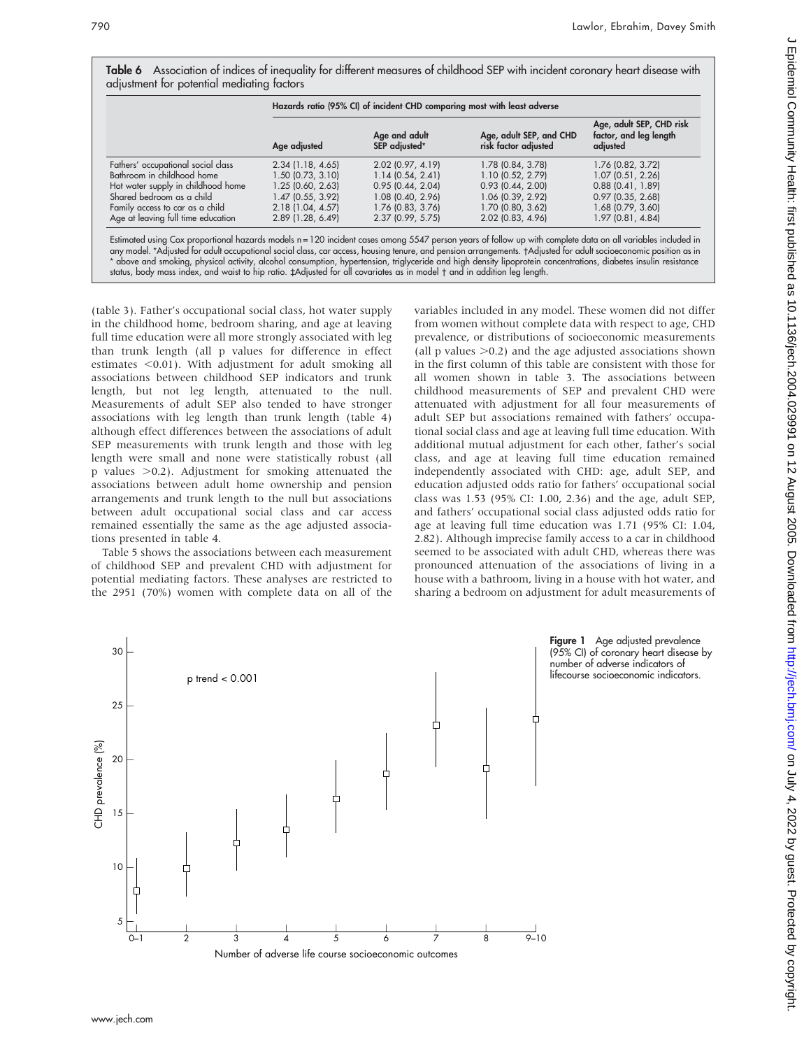**Table 6** Association of indices of inequality for different measures of childhood SEP with incident coronary heart disease with adjustment for potential mediating factors

| | Hazards ratio (95% CI) of incident CHD comparing most with least adverse | | | |
|---|---|---|---|---|
| | Age adjusted | Age and adult SEP adjusted* | Age, adult SEP, and CHD risk factor adjusted† | Age, adult SEP, CHD risk factor, and leg length adjusted‡ |
| Fathers' occupational social class | 2.34 (1.18, 4.65) | 2.02 (0.97, 4.19) | 1.78 (0.84, 3.78) | 1.76 (0.82, 3.72) |
| Bathroom in childhood home | 1.50 (0.73, 3.10) | 1.14 (0.54, 2.41) | 1.10 (0.52, 2.79) | 1.07 (0.51, 2.26) |
| Hot water supply in childhood home | 1.25 (0.60, 2.63) | 0.95 (0.44, 2.04) | 0.93 (0.44, 2.00) | 0.88 (0.41, 1.89) |
| Shared bedroom as a child | 1.47 (0.55, 3.92) | 1.08 (0.40, 2.96) | 1.06 (0.39, 2.92) | 0.97 (0.35, 2.68) |
| Family access to car as a child | 2.18 (1.04, 4.57) | 1.76 (0.83, 3.76) | 1.70 (0.80, 3.62) | 1.68 (0.79, 3.60) |
| Age at leaving full time education | 2.89 (1.28, 6.49) | 2.37 (0.99, 5.75) | 2.02 (0.83, 4.96) | 1.97 (0.81, 4.84) |

Estimated using Cox proportional hazards models n = 120 incident cases among 5547 person years of follow up with complete data on all variables included in any model. *Adjusted for adult occupational social class, car access, housing tenure, and pension arrangements. †Adjusted for adult socioeconomic position as in * above and smoking, physical activity, alcohol consumption, hypertension, triglyceride and high density lipoprotein concentrations, diabetes insulin resistance status, body mass index, and waist to hip ratio. ‡Adjusted for all covariates as in model † and in addition leg length.

(table 3). Father's occupational social class, hot water supply in the childhood home, bedroom sharing, and age at leaving full time education were all more strongly associated with leg than trunk length (all p values for difference in effect estimates $<0.01$). With adjustment for adult smoking all associations between childhood SEP indicators and trunk length, but not leg length, attenuated to the null. Measurements of adult SEP also tended to have stronger associations with leg length than trunk length (table 4) although effect differences between the associations of adult SEP measurements with trunk length and those with leg length were small and none were statistically robust (all p values $>0.2$). Adjustment for smoking attenuated the associations between adult home ownership and pension arrangements and trunk length to the null but associations between adult occupational social class and car access remained essentially the same as the age adjusted associations presented in table 4.

Table 5 shows the associations between each measurement of childhood SEP and prevalent CHD with adjustment for potential mediating factors. These analyses are restricted to the 2951 (70%) women with complete data on all of the variables included in any model. These women did not differ from women without complete data with respect to age, CHD prevalence, or distributions of socioeconomic measurements (all p values $>0.2$) and the age adjusted associations shown in the first column of this table are consistent with those for all women shown in table 3. The associations between childhood measurements of SEP and prevalent CHD were attenuated with adjustment for all four measurements of adult SEP but associations remained with fathers' occupational social class and age at leaving full time education. With additional mutual adjustment for each other, father's social class, and age at leaving full time education remained independently associated with CHD: age, adult SEP, and education adjusted odds ratio for fathers' occupational social class was 1.53 (95% CI: 1.00, 2.36) and the age, adult SEP, and fathers' occupational social class adjusted odds ratio for age at leaving full time education was 1.71 (95% CI: 1.04, 2.82). Although imprecise family access to a car in childhood seemed to be associated with adult CHD, whereas there was pronounced attenuation of the associations of living in a house with a bathroom, living in a house with hot water, and sharing a bedroom on adjustment for adult measurements of

**Figure 1** Age adjusted prevalence (95% CI) of coronary heart disease by number of adverse indicators of lifecourse socioeconomic indicators.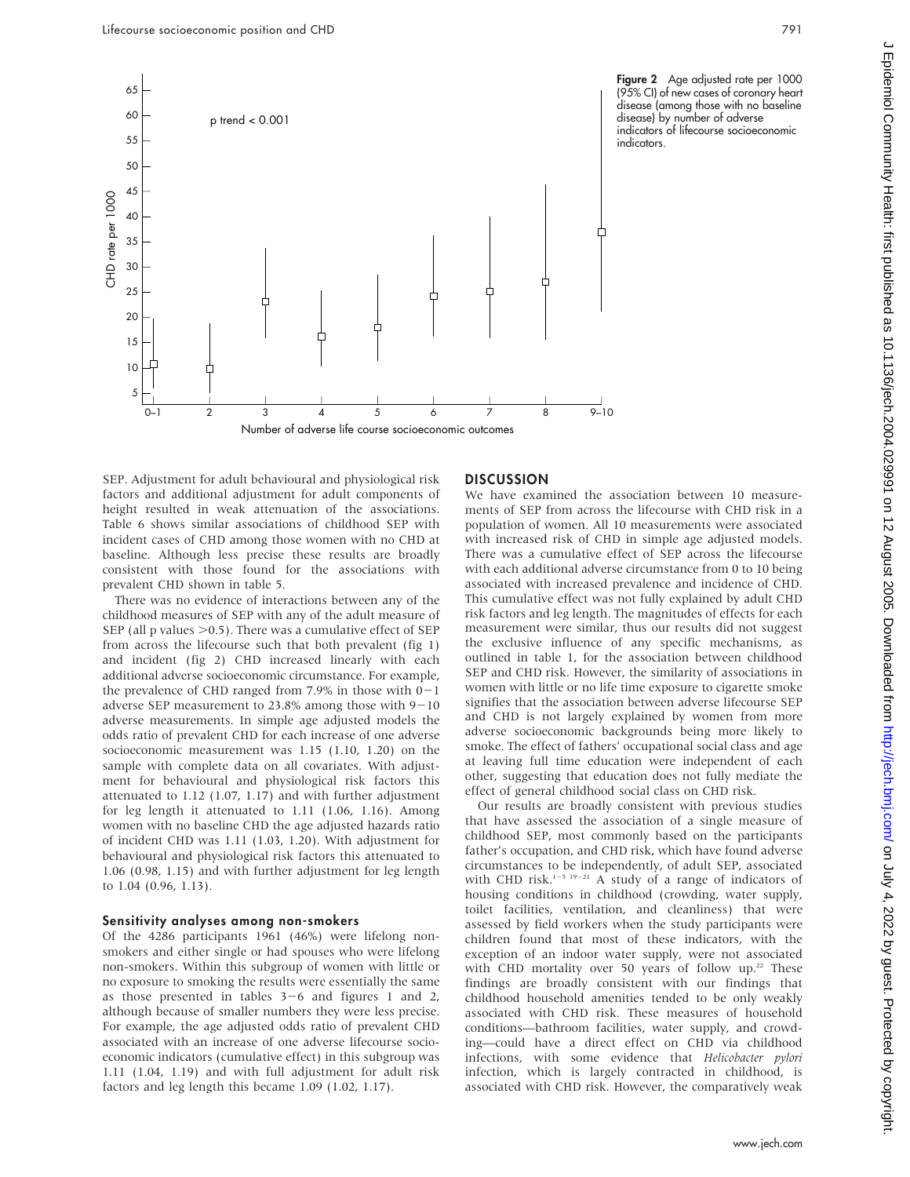Figure 2 Age adjusted rate per 1000 (95% CI) of new cases of coronary heart disease (among those with no baseline disease) by number of adverse indicators of lifecourse socioeconomic indicators.

SEP. Adjustment for adult behavioural and physiological risk factors and additional adjustment for adult components of height resulted in weak attenuation of the associations. Table 6 shows similar associations of childhood SEP with incident cases of CHD among those women with no CHD at baseline. Although less precise these results are broadly consistent with those found for the associations with prevalent CHD shown in table 5.

There was no evidence of interactions between any of the childhood measures of SEP with any of the adult measure of SEP (all p values $>0.5$). There was a cumulative effect of SEP from across the lifecourse such that both prevalent (fig 1) and incident (fig 2) CHD increased linearly with each additional adverse socioeconomic circumstance. For example, the prevalence of CHD ranged from 7.9% in those with 0−1 adverse SEP measurement to 23.8% among those with 9−10 adverse measurements. In simple age adjusted models the odds ratio of prevalent CHD for each increase of one adverse socioeconomic measurement was 1.15 (1.10, 1.20) on the sample with complete data on all covariates. With adjustment for behavioural and physiological risk factors this attenuated to 1.12 (1.07, 1.17) and with further adjustment for leg length it attenuated to 1.11 (1.06, 1.16). Among women with no baseline CHD the age adjusted hazards ratio of incident CHD was 1.11 (1.03, 1.20). With adjustment for behavioural and physiological risk factors this attenuated to 1.06 (0.98, 1.15) and with further adjustment for leg length to 1.04 (0.96, 1.13).

### Sensitivity analyses among non-smokers

Of the 4286 participants 1961 (46%) were lifelong non-smokers and either single or had spouses who were lifelong non-smokers. Within this subgroup of women with little or no exposure to smoking the results were essentially the same as those presented in tables 3−6 and figures 1 and 2, although because of smaller numbers they were less precise. For example, the age adjusted odds ratio of prevalent CHD associated with an increase of one adverse lifecourse socio-economic indicators (cumulative effect) in this subgroup was 1.11 (1.04, 1.19) and with full adjustment for adult risk factors and leg length this became 1.09 (1.02, 1.17).

## DISCUSSION

We have examined the association between 10 measurements of SEP from across the lifecourse with CHD risk in a population of women. All 10 measurements were associated with increased risk of CHD in simple age adjusted models. There was a cumulative effect of SEP across the lifecourse with each additional adverse circumstance from 0 to 10 being associated with increased prevalence and incidence of CHD. This cumulative effect was not fully explained by adult CHD risk factors and leg length. The magnitudes of effects for each measurement were similar, thus our results did not suggest the exclusive influence of any specific mechanisms, as outlined in table 1, for the association between childhood SEP and CHD risk. However, the similarity of associations in women with little or no life time exposure to cigarette smoke signifies that the association between adverse lifecourse SEP and CHD is not largely explained by women from more adverse socioeconomic backgrounds being more likely to smoke. The effect of fathers' occupational social class and age at leaving full time education were independent of each other, suggesting that education does not fully mediate the effect of general childhood social class on CHD risk.

Our results are broadly consistent with previous studies that have assessed the association of a single measure of childhood SEP, most commonly based on the participants father's occupation, and CHD risk, which have found adverse circumstances to be independently, of adult SEP, associated with CHD risk.[1–5 19–21] A study of a range of indicators of housing conditions in childhood (crowding, water supply, toilet facilities, ventilation, and cleanliness) that were assessed by field workers when the study participants were children found that most of these indicators, with the exception of an indoor water supply, were not associated with CHD mortality over 50 years of follow up.[22] These findings are broadly consistent with our findings that childhood household amenities tended to be only weakly associated with CHD risk. These measures of household conditions—bathroom facilities, water supply, and crowding—could have a direct effect on CHD via childhood infections, with some evidence that *Helicobacter pylori* infection, which is largely contracted in childhood, is associated with CHD risk. However, the comparatively weak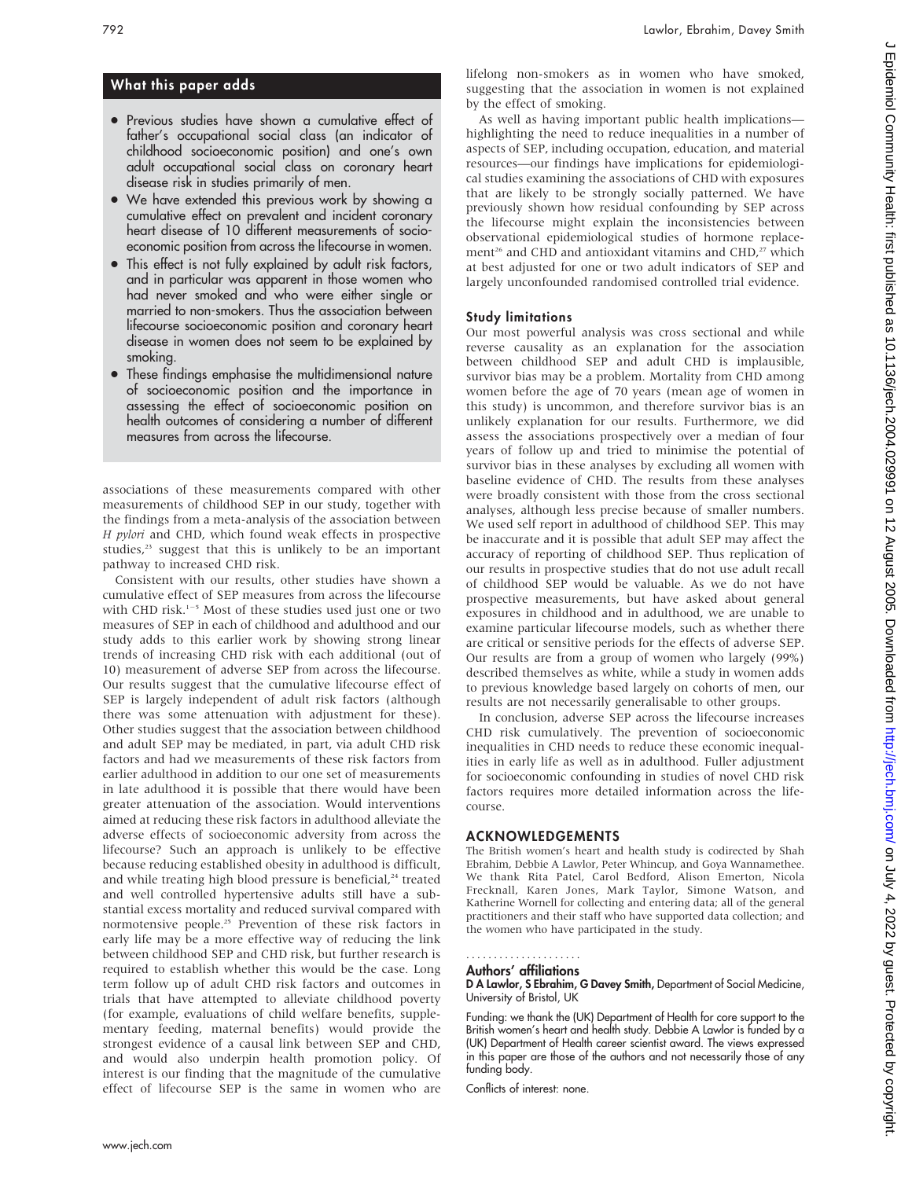## What this paper adds

- Previous studies have shown a cumulative effect of father's occupational social class (an indicator of childhood socioeconomic position) and one's own adult occupational social class on coronary heart disease risk in studies primarily of men.
- We have extended this previous work by showing a cumulative effect on prevalent and incident coronary heart disease of 10 different measurements of socioeconomic position from across the lifecourse in women.
- This effect is not fully explained by adult risk factors, and in particular was apparent in those women who had never smoked and who were either single or married to non-smokers. Thus the association between lifecourse socioeconomic position and coronary heart disease in women does not seem to be explained by smoking.
- These findings emphasise the multidimensional nature of socioeconomic position and the importance in assessing the effect of socioeconomic position on health outcomes of considering a number of different measures from across the lifecourse.

associations of these measurements compared with other measurements of childhood SEP in our study, together with the findings from a meta-analysis of the association between *H pylori* and CHD, which found weak effects in prospective studies,[23] suggest that this is unlikely to be an important pathway to increased CHD risk.

Consistent with our results, other studies have shown a cumulative effect of SEP measures from across the lifecourse with CHD risk.[1–5] Most of these studies used just one or two measures of SEP in each of childhood and adulthood and our study adds to this earlier work by showing strong linear trends of increasing CHD risk with each additional (out of 10) measurement of adverse SEP from across the lifecourse. Our results suggest that the cumulative lifecourse effect of SEP is largely independent of adult risk factors (although there was some attenuation with adjustment for these). Other studies suggest that the association between childhood and adult SEP may be mediated, in part, via adult CHD risk factors and had we measurements of these risk factors from earlier adulthood in addition to our one set of measurements in late adulthood it is possible that there would have been greater attenuation of the association. Would interventions aimed at reducing these risk factors in adulthood alleviate the adverse effects of socioeconomic adversity from across the lifecourse? Such an approach is unlikely to be effective because reducing established obesity in adulthood is difficult, and while treating high blood pressure is beneficial,[24] treated and well controlled hypertensive adults still have a substantial excess mortality and reduced survival compared with normotensive people.[25] Prevention of these risk factors in early life may be a more effective way of reducing the link between childhood SEP and CHD risk, but further research is required to establish whether this would be the case. Long term follow up of adult CHD risk factors and outcomes in trials that have attempted to alleviate childhood poverty (for example, evaluations of child welfare benefits, supplementary feeding, maternal benefits) would provide the strongest evidence of a causal link between SEP and CHD, and would also underpin health promotion policy. Of interest is our finding that the magnitude of the cumulative effect of lifecourse SEP is the same in women who are lifelong non-smokers as in women who have smoked, suggesting that the association in women is not explained by the effect of smoking.

As well as having important public health implications—highlighting the need to reduce inequalities in a number of aspects of SEP, including occupation, education, and material resources—our findings have implications for epidemiological studies examining the associations of CHD with exposures that are likely to be strongly socially patterned. We have previously shown how residual confounding by SEP across the lifecourse might explain the inconsistencies between observational epidemiological studies of hormone replacement[26] and CHD and antioxidant vitamins and CHD,[27] which at best adjusted for one or two adult indicators of SEP and largely unconfounded randomised controlled trial evidence.

### Study limitations

Our most powerful analysis was cross sectional and while reverse causality as an explanation for the association between childhood SEP and adult CHD is implausible, survivor bias may be a problem. Mortality from CHD among women before the age of 70 years (mean age of women in this study) is uncommon, and therefore survivor bias is an unlikely explanation for our results. Furthermore, we did assess the associations prospectively over a median of four years of follow up and tried to minimise the potential of survivor bias in these analyses by excluding all women with baseline evidence of CHD. The results from these analyses were broadly consistent with those from the cross sectional analyses, although less precise because of smaller numbers. We used self report in adulthood of childhood SEP. This may be inaccurate and it is possible that adult SEP may affect the accuracy of reporting of childhood SEP. Thus replication of our results in prospective studies that do not use adult recall of childhood SEP would be valuable. As we do not have prospective measurements, but have asked about general exposures in childhood and in adulthood, we are unable to examine particular lifecourse models, such as whether there are critical or sensitive periods for the effects of adverse SEP. Our results are from a group of women who largely (99%) described themselves as white, while a study in women adds to previous knowledge based largely on cohorts of men, our results are not necessarily generalisable to other groups.

In conclusion, adverse SEP across the lifecourse increases CHD risk cumulatively. The prevention of socioeconomic inequalities in CHD needs to reduce these economic inequalities in early life as well as in adulthood. Fuller adjustment for socioeconomic confounding in studies of novel CHD risk factors requires more detailed information across the lifecourse.

## ACKNOWLEDGEMENTS

The British women's heart and health study is codirected by Shah Ebrahim, Debbie A Lawlor, Peter Whincup, and Goya Wannamethee. We thank Rita Patel, Carol Bedford, Alison Emerton, Nicola Frecknall, Karen Jones, Mark Taylor, Simone Watson, and Katherine Wornell for collecting and entering data; all of the general practitioners and their staff who have supported data collection; and the women who have participated in the study.

### Authors' affiliations

**D A Lawlor, S Ebrahim, G Davey Smith,** Department of Social Medicine, University of Bristol, UK

Funding: we thank the (UK) Department of Health for core support to the British women's heart and health study. Debbie A Lawlor is funded by a (UK) Department of Health career scientist award. The views expressed in this paper are those of the authors and not necessarily those of any funding body.

Conflicts of interest: none.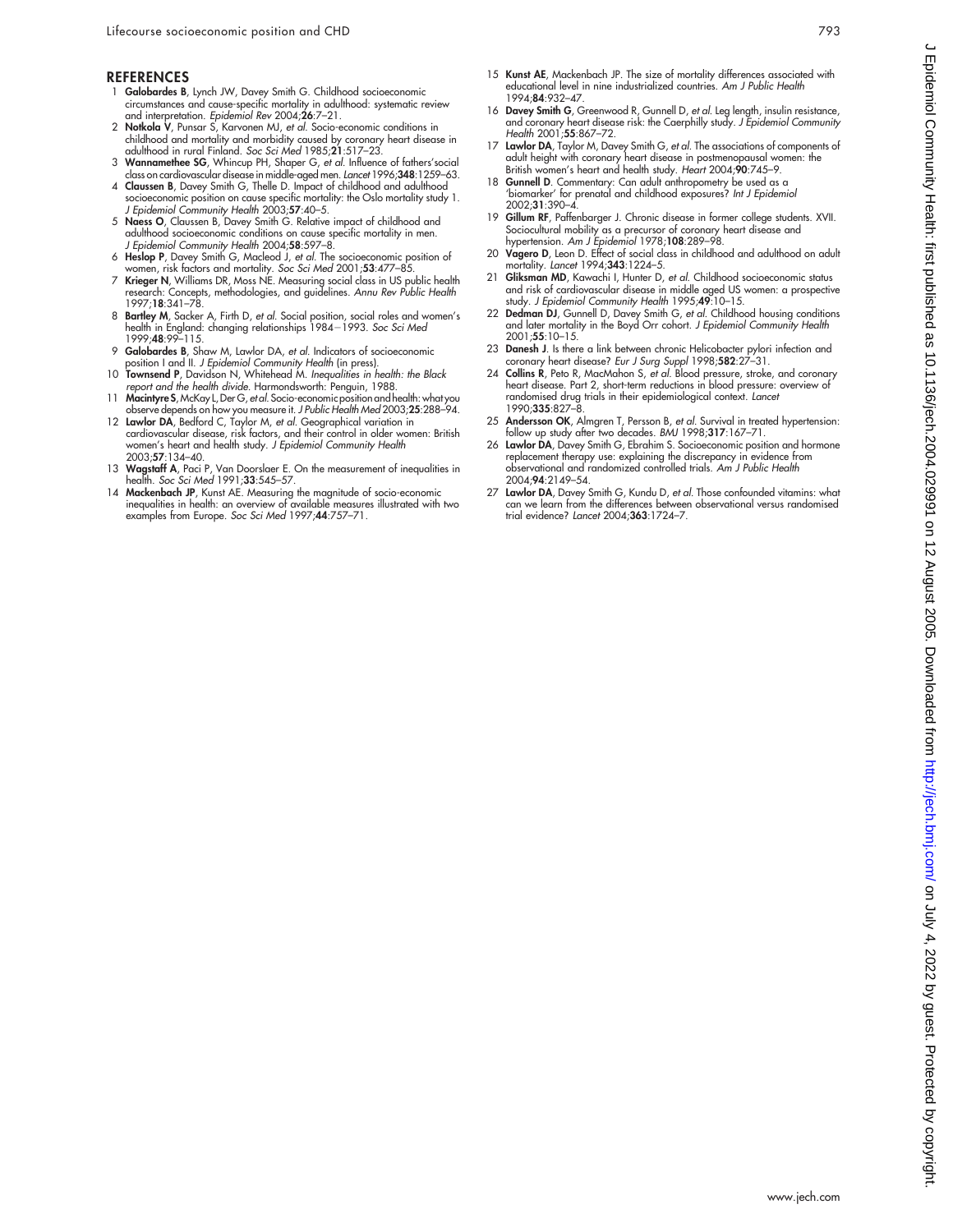## REFERENCES

1. **Galobardes B**, Lynch JW, Davey Smith G. Childhood socioeconomic circumstances and cause-specific mortality in adulthood: systematic review and interpretation. *Epidemiol Rev* 2004;**26**:7–21.
2. **Notkola V**, Punsar S, Karvonen MJ, *et al.* Socio-economic conditions in childhood and mortality and morbidity caused by coronary heart disease in adulthood in rural Finland. *Soc Sci Med* 1985;**21**:517–23.
3. **Wannamethee SG**, Whincup PH, Shaper G, *et al.* Influence of fathers'social class on cardiovascular disease in middle-aged men. *Lancet* 1996;**348**:1259–63.
4. **Claussen B**, Davey Smith G, Thelle D. Impact of childhood and adulthood socioeconomic position on cause specific mortality: the Oslo mortality study 1. *J Epidemiol Community Health* 2003;**57**:40–5.
5. **Naess O**, Claussen B, Davey Smith G. Relative impact of childhood and adulthood socioeconomic conditions on cause specific mortality in men. *J Epidemiol Community Health* 2004;**58**:597–8.
6. **Heslop P**, Davey Smith G, Macleod J, *et al.* The socioeconomic position of women, risk factors and mortality. *Soc Sci Med* 2001;**53**:477–85.
7. **Krieger N**, Williams DR, Moss NE. Measuring social class in US public health research: Concepts, methodologies, and guidelines. *Annu Rev Public Health* 1997;**18**:341–78.
8. **Bartley M**, Sacker A, Firth D, *et al.* Social position, social roles and women's health in England: changing relationships 1984−1993. *Soc Sci Med* 1999;**48**:99–115.
9. **Galobardes B**, Shaw M, Lawlor DA, *et al.* Indicators of socioeconomic position I and II. *J Epidemiol Community Health* (in press).
10. **Townsend P**, Davidson N, Whitehead M. *Inequalities in health: the Black report and the health divide.* Harmondsworth: Penguin, 1988.
11. **Macintyre S**, McKay L, Der G, *et al.* Socio-economic position and health: what you observe depends on how you measure it. *J Public Health Med* 2003;**25**:288–94.
12. **Lawlor DA**, Bedford C, Taylor M, *et al.* Geographical variation in cardiovascular disease, risk factors, and their control in older women: British women's heart and health study. *J Epidemiol Community Health* 2003;**57**:134–40.
13. **Wagstaff A**, Paci P, Van Doorslaer E. On the measurement of inequalities in health. *Soc Sci Med* 1991;**33**:545–57.
14. **Mackenbach JP**, Kunst AE. Measuring the magnitude of socio-economic inequalities in health: an overview of available measures illustrated with two examples from Europe. *Soc Sci Med* 1997;**44**:757–71.
15. **Kunst AE**, Mackenbach JP. The size of mortality differences associated with educational level in nine industrialized countries. *Am J Public Health* 1994;**84**:932–47.
16. **Davey Smith G**, Greenwood R, Gunnell D, *et al.* Leg length, insulin resistance, and coronary heart disease risk: the Caerphilly study. *J Epidemiol Community Health* 2001;**55**:867–72.
17. **Lawlor DA**, Taylor M, Davey Smith G, *et al.* The associations of components of adult height with coronary heart disease in postmenopausal women: the British women's heart and health study. *Heart* 2004;**90**:745–9.
18. **Gunnell D**. Commentary: Can adult anthropometry be used as a 'biomarker' for prenatal and childhood exposures? *Int J Epidemiol* 2002;**31**:390–4.
19. **Gillum RF**, Paffenbarger J. Chronic disease in former college students. XVII. Sociocultural mobility as a precursor of coronary heart disease and hypertension. *Am J Epidemiol* 1978;**108**:289–98.
20. **Vagero D**, Leon D. Effect of social class in childhood and adulthood on adult mortality. *Lancet* 1994;**343**:1224–5.
21. **Gliksman MD**, Kawachi I, Hunter D, *et al.* Childhood socioeconomic status and risk of cardiovascular disease in middle aged US women: a prospective study. *J Epidemiol Community Health* 1995;**49**:10–15.
22. **Dedman DJ**, Gunnell D, Davey Smith G, *et al.* Childhood housing conditions and later mortality in the Boyd Orr cohort. *J Epidemiol Community Health* 2001;**55**:10–15.
23. **Danesh J**. Is there a link between chronic Helicobacter pylori infection and coronary heart disease? *Eur J Surg Suppl* 1998;**582**:27–31.
24. **Collins R**, Peto R, MacMahon S, *et al.* Blood pressure, stroke, and coronary heart disease. Part 2, short-term reductions in blood pressure: overview of randomised drug trials in their epidemiological context. *Lancet* 1990;**335**:827–8.
25. **Andersson OK**, Almgren T, Persson B, *et al.* Survival in treated hypertension: follow up study after two decades. *BMJ* 1998;**317**:167–71.
26. **Lawlor DA**, Davey Smith G, Ebrahim S. Socioeconomic position and hormone replacement therapy use: explaining the discrepancy in evidence from observational and randomized controlled trials. *Am J Public Health* 2004;**94**:2149–54.
27. **Lawlor DA**, Davey Smith G, Kundu D, *et al.* Those confounded vitamins: what can we learn from the differences between observational versus randomised trial evidence? *Lancet* 2004;**363**:1724–7.